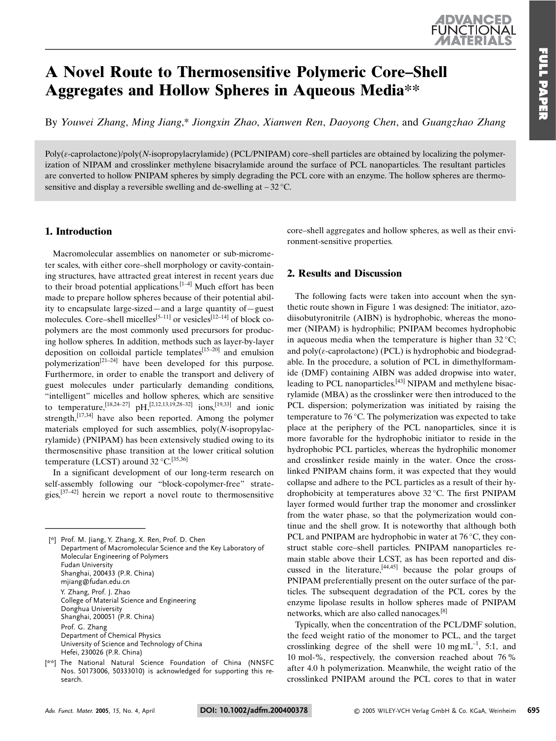# A Novel Route to Thermosensitive Polymeric Core–Shell Aggregates and Hollow Spheres in Aqueous Media**

By *Youwei Zhang*, *Ming Jiang*,* *Jiongxin Zhao*, *Xianwen Ren*, *Daoyong Chen*, and *Guangzhao Zhang*

Poly($\varepsilon$-caprolactone)/poly(*N*-isopropylacrylamide) (PCL/PNIPAM) core–shell particles are obtained by localizing the polymerization of NIPAM and crosslinker methylene bisacrylamide around the surface of PCL nanoparticles. The resultant particles are converted to hollow PNIPAM spheres by simply degrading the PCL core with an enzyme. The hollow spheres are thermosensitive and display a reversible swelling and de-swelling at ~32 °C.

## 1. Introduction

Macromolecular assemblies on nanometer or sub-micrometer scales, with either core–shell morphology or cavity-containing structures, have attracted great interest in recent years due to their broad potential applications.[1–4] Much effort has been made to prepare hollow spheres because of their potential ability to encapsulate large-sized—and a large quantity of—guest molecules. Core–shell micelles[5–11] or vesicles[12–14] of block copolymers are the most commonly used precursors for producing hollow spheres. In addition, methods such as layer-by-layer deposition on colloidal particle templates[15–20] and emulsion polymerization[21–24] have been developed for this purpose. Furthermore, in order to enable the transport and delivery of guest molecules under particularly demanding conditions, "intelligent" micelles and hollow spheres, which are sensitive to temperature,[18,24–27] pH,[2,12,13,19,28–32] ions,[19,33] and ionic strength,[17,34] have also been reported. Among the polymer materials employed for such assemblies, poly(*N*-isopropylacrylamide) (PNIPAM) has been extensively studied owing to its thermosensitive phase transition at the lower critical solution temperature (LCST) around 32 °C.[35,36]

In a significant development of our long-term research on self-assembly following our "block-copolymer-free" strategies,[37–42] herein we report a novel route to thermosensitive core–shell aggregates and hollow spheres, as well as their environment-sensitive properties.

## 2. Results and Discussion

The following facts were taken into account when the synthetic route shown in Figure 1 was designed: The initiator, azodiisobutyronitrile (AIBN) is hydrophobic, whereas the monomer (NIPAM) is hydrophilic; PNIPAM becomes hydrophobic in aqueous media when the temperature is higher than 32 °C; and poly($\varepsilon$-caprolactone) (PCL) is hydrophobic and biodegradable. In the procedure, a solution of PCL in dimethylformamide (DMF) containing AIBN was added dropwise into water, leading to PCL nanoparticles.[43] NIPAM and methylene bisacrylamide (MBA) as the crosslinker were then introduced to the PCL dispersion; polymerization was initiated by raising the temperature to 76 °C. The polymerization was expected to take place at the periphery of the PCL nanoparticles, since it is more favorable for the hydrophobic initiator to reside in the hydrophobic PCL particles, whereas the hydrophilic monomer and crosslinker reside mainly in the water. Once the crosslinked PNIPAM chains form, it was expected that they would collapse and adhere to the PCL particles as a result of their hydrophobicity at temperatures above 32 °C. The first PNIPAM layer formed would further trap the monomer and crosslinker from the water phase, so that the polymerization would continue and the shell grow. It is noteworthy that although both PCL and PNIPAM are hydrophobic in water at 76 °C, they construct stable core–shell particles. PNIPAM nanoparticles remain stable above their LCST, as has been reported and discussed in the literature,[44,45] because the polar groups of PNIPAM preferentially present on the outer surface of the particles. The subsequent degradation of the PCL cores by the enzyme lipolase results in hollow spheres made of PNIPAM networks, which are also called nanocages.[8]

Typically, when the concentration of the PCL/DMF solution, the feed weight ratio of the monomer to PCL, and the target crosslinking degree of the shell were 10 mg mL$^{-1}$, 5:1, and 10 mol-%, respectively, the conversion reached about 76 % after 4.0 h polymerization. Meanwhile, the weight ratio of the crosslinked PNIPAM around the PCL cores to that in water

---

[*] Prof. M. Jiang, Y. Zhang, X. Ren, Prof. D. Chen
Department of Macromolecular Science and the Key Laboratory of Molecular Engineering of Polymers
Fudan University
Shanghai, 200433 (P.R. China)
mjiang@fudan.edu.cn

Y. Zhang, Prof. J. Zhao
College of Material Science and Engineering
Donghua University
Shanghai, 200051 (P.R. China)

Prof. G. Zhang
Department of Chemical Physics
University of Science and Technology of China
Hefei, 230026 (P.R. China)

[**] The National Natural Science Foundation of China (NNSFC Nos. 50173006, 50333010) is acknowledged for supporting this research.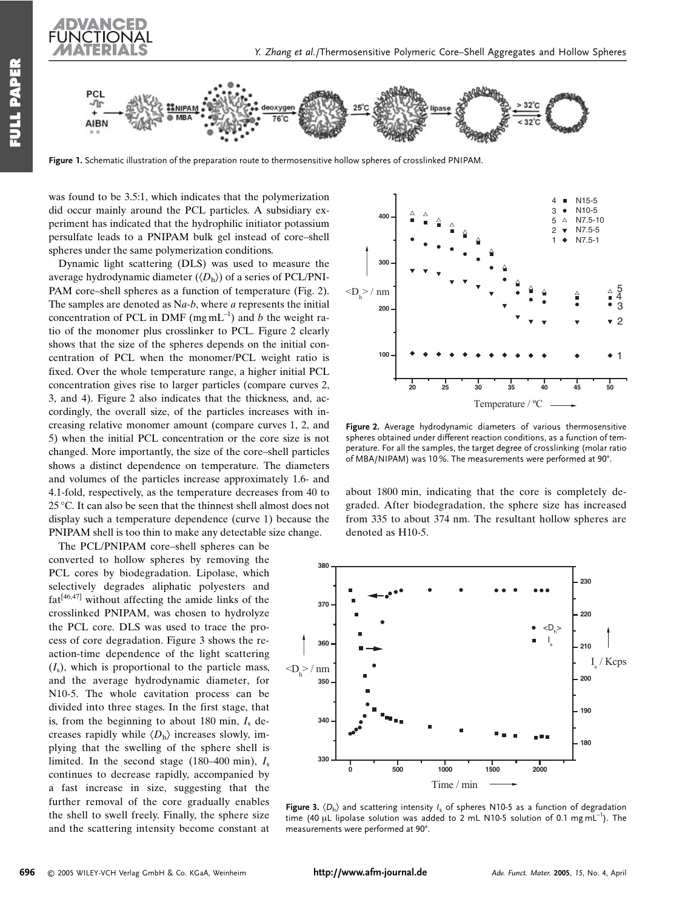Figure 1. Schematic illustration of the preparation route to thermosensitive hollow spheres of crosslinked PNIPAM.

was found to be 3.5:1, which indicates that the polymerization did occur mainly around the PCL particles. A subsidiary experiment has indicated that the hydrophilic initiator potassium persulfate leads to a PNIPAM bulk gel instead of core–shell spheres under the same polymerization conditions.

Dynamic light scattering (DLS) was used to measure the average hydrodynamic diameter ($\langle D_h \rangle$) of a series of PCL/PNIPAM core–shell spheres as a function of temperature (Fig. 2). The samples are denoted as N*a*-*b*, where *a* represents the initial concentration of PCL in DMF (mg mL$^{-1}$) and *b* the weight ratio of the monomer plus crosslinker to PCL. Figure 2 clearly shows that the size of the spheres depends on the initial concentration of PCL when the monomer/PCL weight ratio is fixed. Over the whole temperature range, a higher initial PCL concentration gives rise to larger particles (compare curves 2, 3, and 4). Figure 2 also indicates that the thickness, and, accordingly, the overall size, of the particles increases with increasing relative monomer amount (compare curves 1, 2, and 5) when the initial PCL concentration or the core size is not changed. More importantly, the size of the core–shell particles shows a distinct dependence on temperature. The diameters and volumes of the particles increase approximately 1.6- and 4.1-fold, respectively, as the temperature decreases from 40 to 25 °C. It can also be seen that the thinnest shell almost does not display such a temperature dependence (curve 1) because the PNIPAM shell is too thin to make any detectable size change.

Figure 2. Average hydrodynamic diameters of various thermosensitive spheres obtained under different reaction conditions, as a function of temperature. For all the samples, the target degree of crosslinking (molar ratio of MBA/NIPAM) was 10 %. The measurements were performed at 90°.

The PCL/PNIPAM core–shell spheres can be converted to hollow spheres by removing the PCL cores by biodegradation. Lipolase, which selectively degrades aliphatic polyesters and fat[46,47] without affecting the amide links of the crosslinked PNIPAM, was chosen to hydrolyze the PCL core. DLS was used to trace the process of core degradation. Figure 3 shows the reaction-time dependence of the light scattering ($I_s$), which is proportional to the particle mass, and the average hydrodynamic diameter, for N10-5. The whole cavitation process can be divided into three stages. In the first stage, that is, from the beginning to about 180 min, $I_s$ decreases rapidly while $\langle D_h \rangle$ increases slowly, implying that the swelling of the sphere shell is limited. In the second stage (180–400 min), $I_s$ continues to decrease rapidly, accompanied by a fast increase in size, suggesting that the further removal of the core gradually enables the shell to swell freely. Finally, the sphere size and the scattering intensity become constant at about 1800 min, indicating that the core is completely degraded. After biodegradation, the sphere size has increased from 335 to about 374 nm. The resultant hollow spheres are denoted as H10-5.

Figure 3. $\langle D_h \rangle$ and scattering intensity $I_s$ of spheres N10-5 as a function of degradation time (40 μL lipolase solution was added to 2 mL N10-5 solution of 0.1 mg mL$^{-1}$). The measurements were performed at 90°.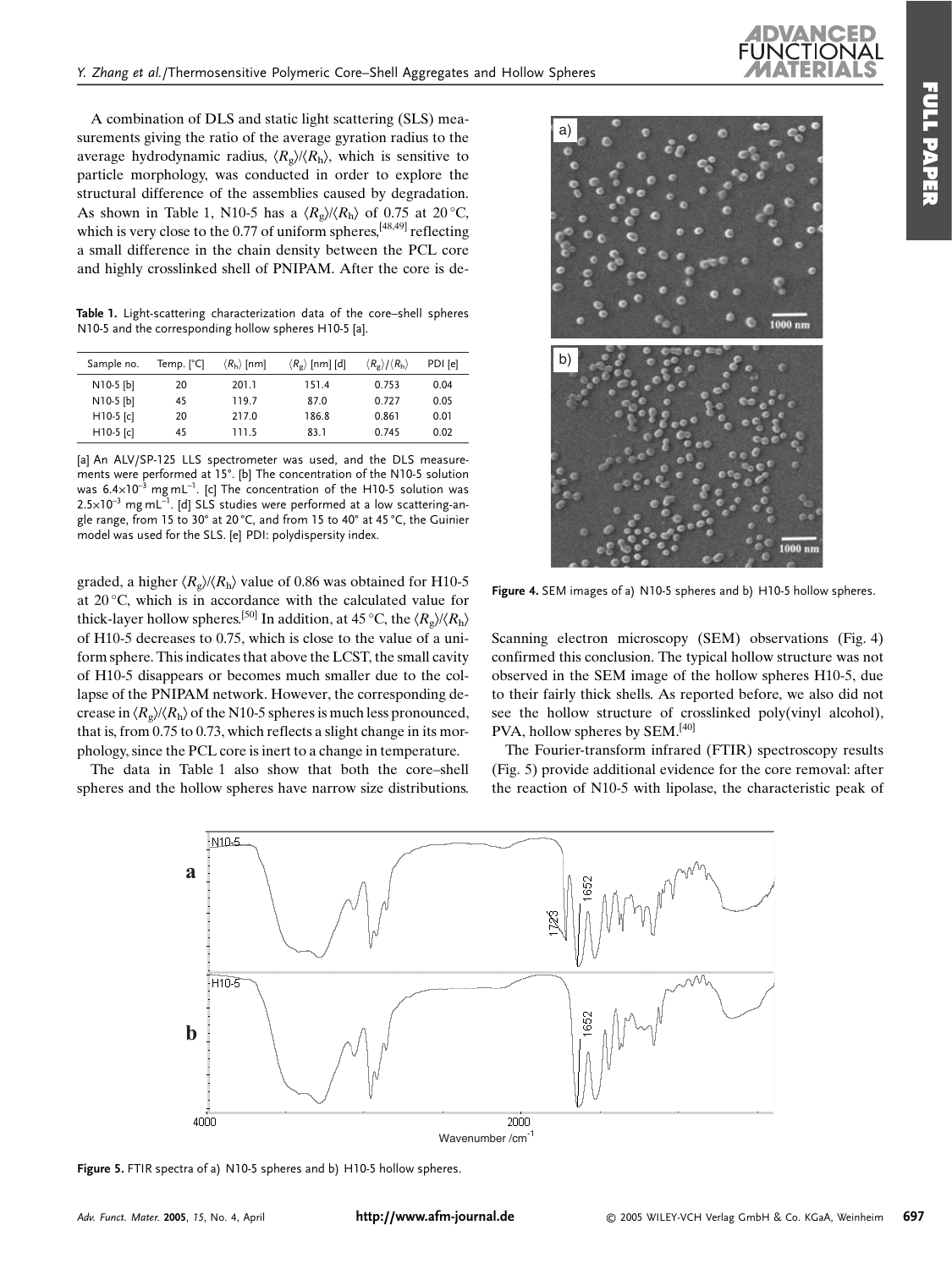A combination of DLS and static light scattering (SLS) measurements giving the ratio of the average gyration radius to the average hydrodynamic radius, $\langle R_g \rangle / \langle R_h \rangle$, which is sensitive to particle morphology, was conducted in order to explore the structural difference of the assemblies caused by degradation. As shown in Table 1, N10-5 has a $\langle R_g \rangle / \langle R_h \rangle$ of 0.75 at 20 °C, which is very close to the 0.77 of uniform spheres,[48,49] reflecting a small difference in the chain density between the PCL core and highly crosslinked shell of PNIPAM. After the core is degraded, a higher $\langle R_g \rangle / \langle R_h \rangle$ value of 0.86 was obtained for H10-5 at 20 °C, which is in accordance with the calculated value for thick-layer hollow spheres.[50] In addition, at 45 °C, the $\langle R_g \rangle / \langle R_h \rangle$ of H10-5 decreases to 0.75, which is close to the value of a uniform sphere. This indicates that above the LCST, the small cavity of H10-5 disappears or becomes much smaller due to the collapse of the PNIPAM network. However, the corresponding decrease in $\langle R_g \rangle / \langle R_h \rangle$ of the N10-5 spheres is much less pronounced, that is, from 0.75 to 0.73, which reflects a slight change in its morphology, since the PCL core is inert to a change in temperature.

**Table 1.** Light-scattering characterization data of the core–shell spheres N10-5 and the corresponding hollow spheres H10-5 [a].

| Sample no. | Temp. [°C] | $\langle R_h \rangle$ [nm] | $\langle R_g \rangle$ [nm] [d] | $\langle R_g \rangle / \langle R_h \rangle$ | PDI [e] |
|---|---|---|---|---|---|
| N10-5 [b] | 20 | 201.1 | 151.4 | 0.753 | 0.04 |
| N10-5 [b] | 45 | 119.7 | 87.0 | 0.727 | 0.05 |
| H10-5 [c] | 20 | 217.0 | 186.8 | 0.861 | 0.01 |
| H10-5 [c] | 45 | 111.5 | 83.1 | 0.745 | 0.02 |

[a] An ALV/SP-125 LLS spectrometer was used, and the DLS measurements were performed at 15°. [b] The concentration of the N10-5 solution was $6.4\times10^{-3}$ mg mL$^{-1}$. [c] The concentration of the H10-5 solution was $2.5\times10^{-3}$ mg mL$^{-1}$. [d] SLS studies were performed at a low scattering-angle range, from 15 to 30° at 20 °C, and from 15 to 40° at 45 °C, the Guinier model was used for the SLS. [e] PDI: polydispersity index.

The data in Table 1 also show that both the core–shell spheres and the hollow spheres have narrow size distributions. Scanning electron microscopy (SEM) observations (Fig. 4) confirmed this conclusion. The typical hollow structure was not observed in the SEM image of the hollow spheres H10-5, due to their fairly thick shells. As reported before, we also did not see the hollow structure of crosslinked poly(vinyl alcohol), PVA, hollow spheres by SEM.[40]

**Figure 4.** SEM images of a) N10-5 spheres and b) H10-5 hollow spheres.

The Fourier-transform infrared (FTIR) spectroscopy results (Fig. 5) provide additional evidence for the core removal: after the reaction of N10-5 with lipolase, the characteristic peak of

**Figure 5.** FTIR spectra of a) N10-5 spheres and b) H10-5 hollow spheres.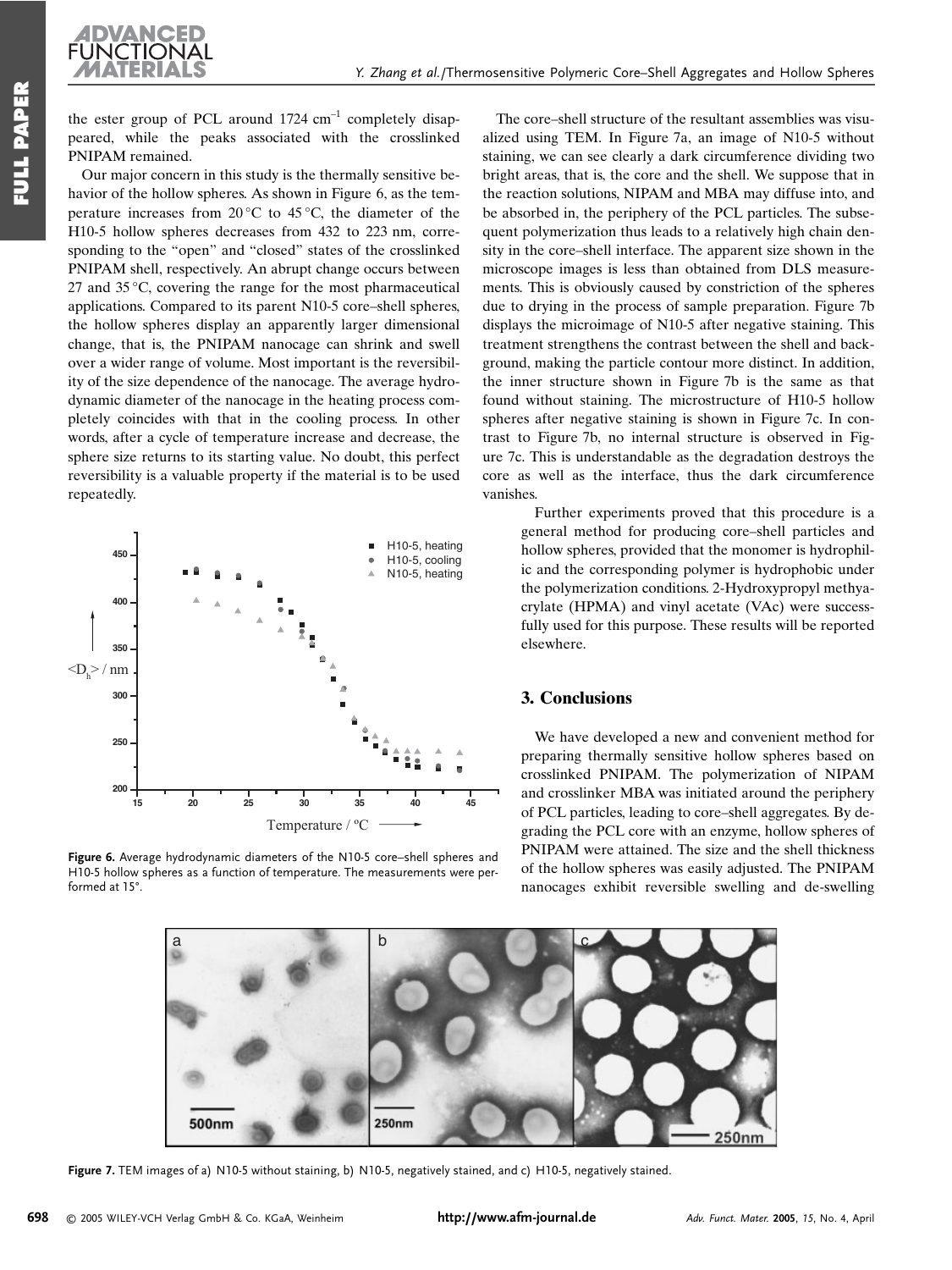the ester group of PCL around 1724 $cm^{-1}$ completely disappeared, while the peaks associated with the crosslinked PNIPAM remained.

Our major concern in this study is the thermally sensitive behavior of the hollow spheres. As shown in Figure 6, as the temperature increases from 20 °C to 45 °C, the diameter of the H10-5 hollow spheres decreases from 432 to 223 nm, corresponding to the "open" and "closed" states of the crosslinked PNIPAM shell, respectively. An abrupt change occurs between 27 and 35 °C, covering the range for the most pharmaceutical applications. Compared to its parent N10-5 core–shell spheres, the hollow spheres display an apparently larger dimensional change, that is, the PNIPAM nanocage can shrink and swell over a wider range of volume. Most important is the reversibility of the size dependence of the nanocage. The average hydrodynamic diameter of the nanocage in the heating process completely coincides with that in the cooling process. In other words, after a cycle of temperature increase and decrease, the sphere size returns to its starting value. No doubt, this perfect reversibility is a valuable property if the material is to be used repeatedly.

Figure 6. Average hydrodynamic diameters of the N10-5 core–shell spheres and H10-5 hollow spheres as a function of temperature. The measurements were performed at 15°.

The core–shell structure of the resultant assemblies was visualized using TEM. In Figure 7a, an image of N10-5 without staining, we can see clearly a dark circumference dividing two bright areas, that is, the core and the shell. We suppose that in the reaction solutions, NIPAM and MBA may diffuse into, and be absorbed in, the periphery of the PCL particles. The subsequent polymerization thus leads to a relatively high chain density in the core–shell interface. The apparent size shown in the microscope images is less than obtained from DLS measurements. This is obviously caused by constriction of the spheres due to drying in the process of sample preparation. Figure 7b displays the microimage of N10-5 after negative staining. This treatment strengthens the contrast between the shell and background, making the particle contour more distinct. In addition, the inner structure shown in Figure 7b is the same as that found without staining. The microstructure of H10-5 hollow spheres after negative staining is shown in Figure 7c. In contrast to Figure 7b, no internal structure is observed in Figure 7c. This is understandable as the degradation destroys the core as well as the interface, thus the dark circumference vanishes.

Further experiments proved that this procedure is a general method for producing core–shell particles and hollow spheres, provided that the monomer is hydrophilic and the corresponding polymer is hydrophobic under the polymerization conditions. 2-Hydroxypropyl methyacrylate (HPMA) and vinyl acetate (VAc) were successfully used for this purpose. These results will be reported elsewhere.

## 3. Conclusions

We have developed a new and convenient method for preparing thermally sensitive hollow spheres based on crosslinked PNIPAM. The polymerization of NIPAM and crosslinker MBA was initiated around the periphery of PCL particles, leading to core–shell aggregates. By degrading the PCL core with an enzyme, hollow spheres of PNIPAM were attained. The size and the shell thickness of the hollow spheres was easily adjusted. The PNIPAM nanocages exhibit reversible swelling and de-swelling

Figure 7. TEM images of a) N10-5 without staining, b) N10-5, negatively stained, and c) H10-5, negatively stained.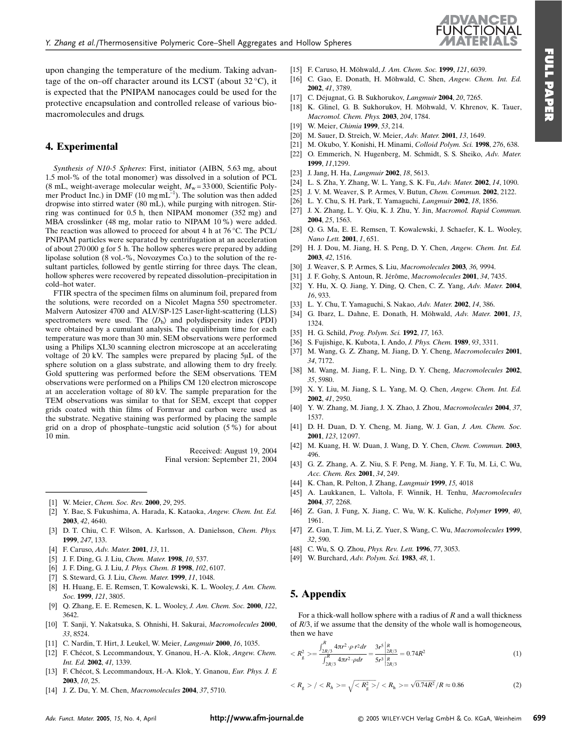upon changing the temperature of the medium. Taking advantage of the on–off character around its LCST (about 32 °C), it is expected that the PNIPAM nanocages could be used for the protective encapsulation and controlled release of various biomacromolecules and drugs.

## 4. Experimental

*Synthesis of N10-5 Spheres*: First, initiator (AIBN, 5.63 mg, about 1.5 mol-% of the total monomer) was dissolved in a solution of PCL (8 mL, weight-average molecular weight, $M_w$ = 33 000, Scientific Polymer Product Inc.) in DMF (10 mg mL$^{-1}$). The solution was then added dropwise into stirred water (80 mL), while purging with nitrogen. Stirring was continued for 0.5 h, then NIPAM monomer (352 mg) and MBA crosslinker (48 mg, molar ratio to NIPAM 10 %) were added. The reaction was allowed to proceed for about 4 h at 76 °C. The PCL/PNIPAM particles were separated by centrifugation at an acceleration of about 270 000 g for 5 h. The hollow spheres were prepared by adding lipolase solution (8 vol.-%, Novozymes Co.) to the solution of the resultant particles, followed by gentle stirring for three days. The clean, hollow spheres were recovered by repeated dissolution–precipitation in cold–hot water.

FTIR spectra of the specimen films on aluminum foil, prepared from the solutions, were recorded on a Nicolet Magna 550 spectrometer. Malvern Autosizer 4700 and ALV/SP-125 Laser-light-scattering (LLS) spectrometers were used. The $\langle D_h \rangle$ and polydispersity index (PDI) were obtained by a cumulant analysis. The equilibrium time for each temperature was more than 30 min. SEM observations were performed using a Philips XL30 scanning electron microscope at an accelerating voltage of 20 kV. The samples were prepared by placing 5μL of the sphere solution on a glass substrate, and allowing them to dry freely. Gold sputtering was performed before the SEM observations. TEM observations were performed on a Philips CM 120 electron microscope at an acceleration voltage of 80 kV. The sample preparation for the TEM observations was similar to that for SEM, except that copper grids coated with thin films of Formvar and carbon were used as the substrate. Negative staining was performed by placing the sample grid on a drop of phosphate–tungstic acid solution (5 %) for about 10 min.

Received: August 19, 2004
Final version: September 21, 2004

[1] W. Meier, *Chem. Soc. Rev.* **2000**, *29*, 295.
[2] Y. Bae, S. Fukushima, A. Harada, K. Kataoka, *Angew. Chem. Int. Ed.* **2003**, *42*, 4640.
[3] D. T. Chiu, C. F. Wilson, A. Karlsson, A. Danielsson, *Chem. Phys.* **1999**, *247*, 133.
[4] F. Caruso, *Adv. Mater.* **2001**, *13*, 11.
[5] J. F. Ding, G. J. Liu, *Chem. Mater.* **1998**, *10*, 537.
[6] J. F. Ding, G. J. Liu, *J. Phys. Chem. B* **1998**, *102*, 6107.
[7] S. Steward, G. J. Liu, *Chem. Mater.* **1999**, *11*, 1048.
[8] H. Huang, E. E. Remsen, T. Kowalewski, K. L. Wooley, *J. Am. Chem. Soc.* **1999**, *121*, 3805.
[9] Q. Zhang, E. E. Remesen, K. L. Wooley, *J. Am. Chem. Soc.* **2000**, *122*, 3642.
[10] T. Sanji, Y. Nakatsuka, S. Ohnishi, H. Sakurai, *Macromolecules* **2000**, *33*, 8524.
[11] C. Nardin, T. Hirt, J. Leukel, W. Meier, *Langmuir* **2000**, *16*, 1035.
[12] F. Chécot, S. Lecommandoux, Y. Gnanou, H.-A. Klok, *Angew. Chem. Int. Ed.* **2002**, *41,* 1339.
[13] F. Chécot, S. Lecommandoux, H.-A. Klok, Y. Gnanou, *Eur. Phys. J. E* **2003**, *10*, 25.
[14] J. Z. Du, Y. M. Chen, *Macromolecules* **2004**, *37*, 5710.
[15] F. Caruso, H. Möhwald, *J. Am. Chem. Soc.* **1999**, *121*, 6039.
[16] C. Gao, E. Donath, H. Möhwald, C. Shen, *Angew. Chem. Int. Ed.* **2002**, *41*, 3789.
[17] C. Déjugnat, G. B. Sukhorukov, *Langmuir* **2004**, *20*, 7265.
[18] K. Glinel, G. B. Sukhorukov, H. Möhwald, V. Khrenov, K. Tauer, *Macromol. Chem. Phys.* **2003**, *204*, 1784.
[19] W. Meier, *Chimia* **1999**, *53*, 214.
[20] M. Sauer, D. Streich, W. Meier, *Adv. Mater.* **2001**, *13*, 1649.
[21] M. Okubo, Y. Konishi, H. Minami, *Colloid Polym. Sci.* **1998**, *276*, 638.
[22] O. Emmerich, N. Hugenberg, M. Schmidt, S. S. Sheiko, *Adv. Mater.* **1999**, *11*,1299.
[23] J. Jang, H. Ha, *Langmuir* **2002**, *18*, 5613.
[24] L. S. Zha, Y. Zhang, W. L. Yang, S. K. Fu, *Adv. Mater.* **2002**, *14*, 1090.
[25] J. V. M. Weaver, S. P. Armes, V. Butun, *Chem. Commun.* **2002**, 2122.
[26] L. Y. Chu, S. H. Park, T. Yamaguchi, *Langmuir* **2002**, *18*, 1856.
[27] J. X. Zhang, L. Y. Qiu, K. J. Zhu, Y. Jin, *Macromol. Rapid Commun.* **2004**, *25*, 1563.
[28] Q. G. Ma, E. E. Remsen, T. Kowalewski, J. Schaefer, K. L. Wooley, *Nano Lett.* **2001**, *1*, 651.
[29] H. J. Dou, M. Jiang, H. S. Peng, D. Y. Chen, *Angew. Chem. Int. Ed.* **2003**, *42*, 1516.
[30] J. Weaver, S. P. Armes, S. Liu, *Macromolecules* **2003***, 36,* 9994.
[31] J. F. Gohy, S. Antoun, R. Jérôme, *Macromolecules* **2001**, *34*, 7435.
[32] Y. Hu, X. Q. Jiang, Y. Ding, Q. Chen, C. Z. Yang, *Adv. Mater.* **2004**, *16*, 933.
[33] L. Y. Chu, T. Yamaguchi, S. Nakao, *Adv. Mater.* **2002**, *14*, 386.
[34] G. Ibarz, L. Dahne, E. Donath, H. Möhwald, *Adv. Mater.* **2001**, *13*, 1324.
[35] H. G. Schild, *Prog. Polym. Sci.* **1992**, *17,* 163.
[36] S. Fujishige, K. Kubota, I. Ando, *J. Phys. Chem.* **1989**, *93*, 3311.
[37] M. Wang, G. Z. Zhang, M. Jiang, D. Y. Cheng, *Macromolecules* **2001**, *34*, 7172.
[38] M. Wang, M. Jiang, F. L. Ning, D. Y. Cheng, *Macromolecules* **2002**, *35*, 5980.
[39] X. Y. Liu, M. Jiang, S. L. Yang, M. Q. Chen, *Angew. Chem. Int. Ed.* **2002**, *41*, 2950.
[40] Y. W. Zhang, M. Jiang, J. X. Zhao, J. Zhou, *Macromolecules* **2004**, *37*, 1537.
[41] D. H. Duan, D. Y. Cheng, M. Jiang, W. J. Gan, *J. Am. Chem. Soc.* **2001**, *123*, 12 097.
[42] M. Kuang, H. W. Duan, J. Wang, D. Y. Chen, *Chem. Commun.* **2003**, 496.
[43] G. Z. Zhang, A. Z. Niu, S. F. Peng, M. Jiang, Y. F. Tu, M. Li, C. Wu, *Acc. Chem. Res.* **2001**, *34*, 249.
[44] K. Chan, R. Pelton, J. Zhang, *Langmuir* **1999**, *15,* 4018
[45] A. Laukkanen, L. Valtola, F. Winnik, H. Tenhu, *Macromolecules* **2004**, *37,* 2268.
[46] Z. Gan, J. Fung, X. Jiang, C. Wu, W. K. Kuliche, *Polymer* **1999**, *40*, 1961.
[47] Z. Gan, T. Jim, M. Li, Z. Yuer, S. Wang, C. Wu, *Macromolecules* **1999**, *32*, 590.
[48] C. Wu, S. Q. Zhou, *Phys. Rev. Lett.* **1996**, *77*, 3053.
[49] W. Burchard, *Adv. Polym. Sci.* **1983**, *48*, 1.

## 5. Appendix

For a thick-wall hollow sphere with a radius of $R$ and a wall thickness of $R/3$, if we assume that the density of the whole wall is homogeneous, then we have

$$< R_g^2 > = \frac{\int_{2R/3}^{R} 4\pi r^2 \cdot \rho \cdot r^2 dr}{\int_{2R/3}^{R} 4\pi r^2 \cdot \rho dr} = \frac{3r^5 \Big|_{2R/3}^{R}}{5r^3 \Big|_{2R/3}^{R}} = 0.74R^2 \tag{1}$$

$$< R_g > / < R_h > = \sqrt{< R_g^2 >} / < R_h > = \sqrt{0.74R^2}/R \approx 0.86 \tag{2}$$